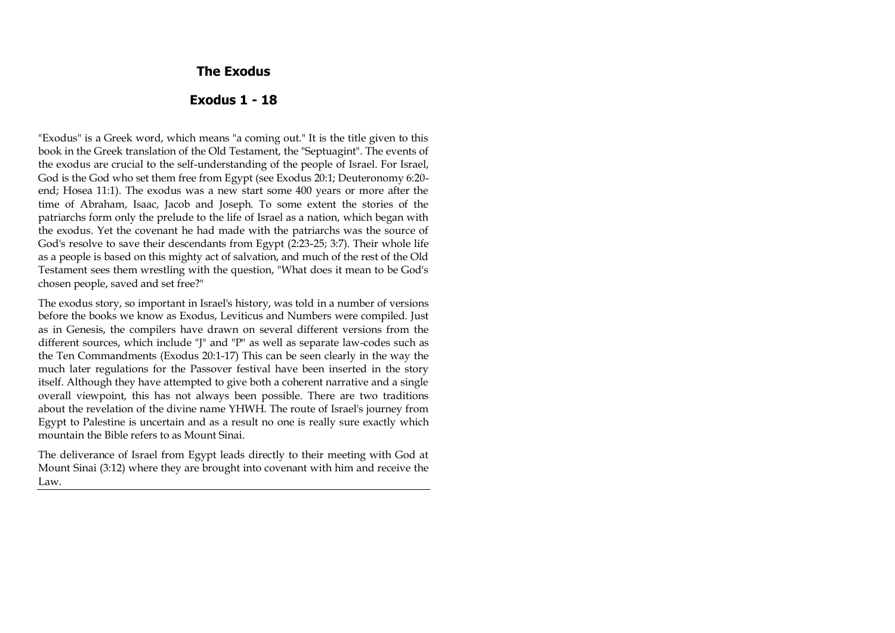# The Exodus

## Exodus 1 - 18

"Exodus" is a Greek word, which means "a coming out." It is the title given to this book in the Greek translation of the Old Testament, the "Septuagint". The events of the exodus are crucial to the self-understanding of the people of Israel. For Israel, God is the God who set them free from Egypt (see Exodus 20:1; Deuteronomy 6:20-end; Hosea 11:1). The exodus was a new start some 400 years or more after the time of Abraham, Isaac, Jacob and Joseph. To some extent the stories of the patriarchs form only the prelude to the life of Israel as a nation, which began with the exodus. Yet the covenant he had made with the patriarchs was the source of God's resolve to save their descendants from Egypt (2:23-25; 3:7). Their whole life as a people is based on this mighty act of salvation, and much of the rest of the Old Testament sees them wrestling with the question, "What does it mean to be God's chosen people, saved and set free?"

The exodus story, so important in Israel's history, was told in a number of versions before the books we know as Exodus, Leviticus and Numbers were compiled. Just as in Genesis, the compilers have drawn on several different versions from the different sources, which include "J" and "P" as well as separate law-codes such as the Ten Commandments (Exodus 20:1-17) This can be seen clearly in the way the much later regulations for the Passover festival have been inserted in the story itself. Although they have attempted to give both a coherent narrative and a single overall viewpoint, this has not always been possible. There are two traditions about the revelation of the divine name YHWH. The route of Israel's journey from Egypt to Palestine is uncertain and as a result no one is really sure exactly which mountain the Bible refers to as Mount Sinai.

The deliverance of Israel from Egypt leads directly to their meeting with God at Mount Sinai (3:12) where they are brought into covenant with him and receive the Law.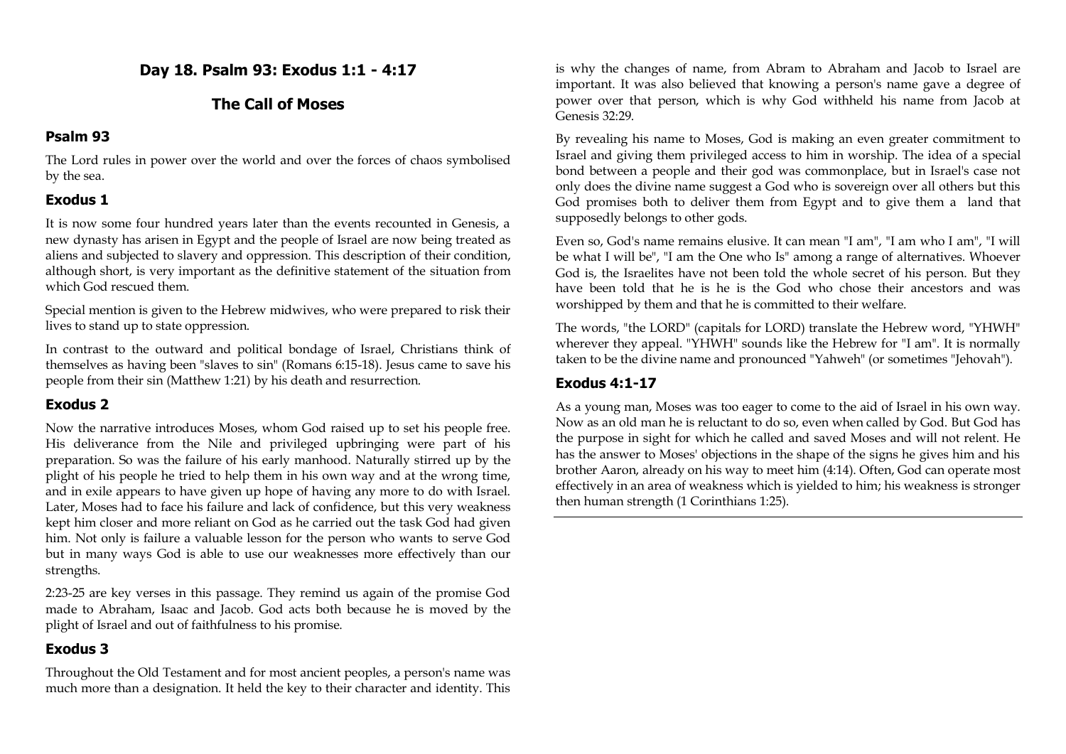# Day 18. Psalm 93: Exodus 1:1 - 4:17

## The Call of Moses

### Psalm 93

The Lord rules in power over the world and over the forces of chaos symbolised by the sea.

### Exodus 1

It is now some four hundred years later than the events recounted in Genesis, a new dynasty has arisen in Egypt and the people of Israel are now being treated as aliens and subjected to slavery and oppression. This description of their condition, although short, is very important as the definitive statement of the situation from which God rescued them.

Special mention is given to the Hebrew midwives, who were prepared to risk their lives to stand up to state oppression.

In contrast to the outward and political bondage of Israel, Christians think of themselves as having been "slaves to sin" (Romans 6:15-18). Jesus came to save his people from their sin (Matthew 1:21) by his death and resurrection.

### Exodus 2

Now the narrative introduces Moses, whom God raised up to set his people free. His deliverance from the Nile and privileged upbringing were part of his preparation. So was the failure of his early manhood. Naturally stirred up by the plight of his people he tried to help them in his own way and at the wrong time, and in exile appears to have given up hope of having any more to do with Israel. Later, Moses had to face his failure and lack of confidence, but this very weakness kept him closer and more reliant on God as he carried out the task God had given him. Not only is failure a valuable lesson for the person who wants to serve God but in many ways God is able to use our weaknesses more effectively than our strengths.

2:23-25 are key verses in this passage. They remind us again of the promise God made to Abraham, Isaac and Jacob. God acts both because he is moved by the plight of Israel and out of faithfulness to his promise.

### Exodus 3

Throughout the Old Testament and for most ancient peoples, a person's name was much more than a designation. It held the key to their character and identity. This is why the changes of name, from Abram to Abraham and Jacob to Israel are important. It was also believed that knowing a person's name gave a degree of power over that person, which is why God withheld his name from Jacob at Genesis 32:29.

By revealing his name to Moses, God is making an even greater commitment to Israel and giving them privileged access to him in worship. The idea of a special bond between a people and their god was commonplace, but in Israel's case not only does the divine name suggest a God who is sovereign over all others but this God promises both to deliver them from Egypt and to give them a land that supposedly belongs to other gods.

Even so, God's name remains elusive. It can mean "I am", "I am who I am", "I will be what I will be", "I am the One who Is" among a range of alternatives. Whoever God is, the Israelites have not been told the whole secret of his person. But they have been told that he is he is the God who chose their ancestors and was worshipped by them and that he is committed to their welfare.

The words, "the LORD" (capitals for LORD) translate the Hebrew word, "YHWH" wherever they appeal. "YHWH" sounds like the Hebrew for "I am". It is normally taken to be the divine name and pronounced "Yahweh" (or sometimes "Jehovah").

### Exodus 4:1-17

As a young man, Moses was too eager to come to the aid of Israel in his own way. Now as an old man he is reluctant to do so, even when called by God. But God has the purpose in sight for which he called and saved Moses and will not relent. He has the answer to Moses' objections in the shape of the signs he gives him and his brother Aaron, already on his way to meet him (4:14). Often, God can operate most effectively in an area of weakness which is yielded to him; his weakness is stronger then human strength (1 Corinthians 1:25).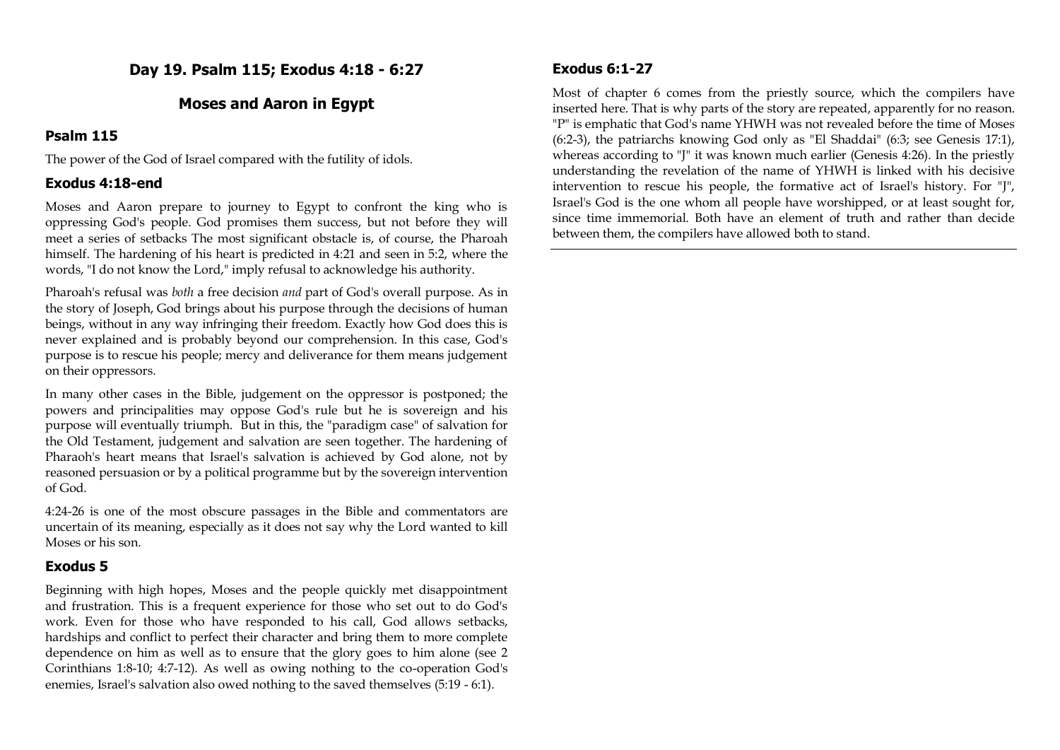## Day 19. Psalm 115; Exodus 4:18 - 6:27

## Moses and Aaron in Egypt

### Psalm 115

The power of the God of Israel compared with the futility of idols.

### Exodus 4:18-end

Moses and Aaron prepare to journey to Egypt to confront the king who is oppressing God's people. God promises them success, but not before they will meet a series of setbacks The most significant obstacle is, of course, the Pharoah himself. The hardening of his heart is predicted in 4:21 and seen in 5:2, where the words, "I do not know the Lord," imply refusal to acknowledge his authority.

Pharoah's refusal was *both* a free decision *and* part of God's overall purpose. As in the story of Joseph, God brings about his purpose through the decisions of human beings, without in any way infringing their freedom. Exactly how God does this is never explained and is probably beyond our comprehension. In this case, God's purpose is to rescue his people; mercy and deliverance for them means judgement on their oppressors.

In many other cases in the Bible, judgement on the oppressor is postponed; the powers and principalities may oppose God's rule but he is sovereign and his purpose will eventually triumph. But in this, the "paradigm case" of salvation for the Old Testament, judgement and salvation are seen together. The hardening of Pharaoh's heart means that Israel's salvation is achieved by God alone, not by reasoned persuasion or by a political programme but by the sovereign intervention of God.

4:24-26 is one of the most obscure passages in the Bible and commentators are uncertain of its meaning, especially as it does not say why the Lord wanted to kill Moses or his son.

### Exodus 5

Beginning with high hopes, Moses and the people quickly met disappointment and frustration. This is a frequent experience for those who set out to do God's work. Even for those who have responded to his call, God allows setbacks, hardships and conflict to perfect their character and bring them to more complete dependence on him as well as to ensure that the glory goes to him alone (see 2 Corinthians 1:8-10; 4:7-12). As well as owing nothing to the co-operation God's enemies, Israel's salvation also owed nothing to the saved themselves (5:19 - 6:1).

### Exodus 6:1-27

Most of chapter 6 comes from the priestly source, which the compilers have inserted here. That is why parts of the story are repeated, apparently for no reason. "P" is emphatic that God's name YHWH was not revealed before the time of Moses (6:2-3), the patriarchs knowing God only as "El Shaddai" (6:3; see Genesis 17:1), whereas according to "J" it was known much earlier (Genesis 4:26). In the priestly understanding the revelation of the name of YHWH is linked with his decisive intervention to rescue his people, the formative act of Israel's history. For "J", Israel's God is the one whom all people have worshipped, or at least sought for, since time immemorial. Both have an element of truth and rather than decide between them, the compilers have allowed both to stand.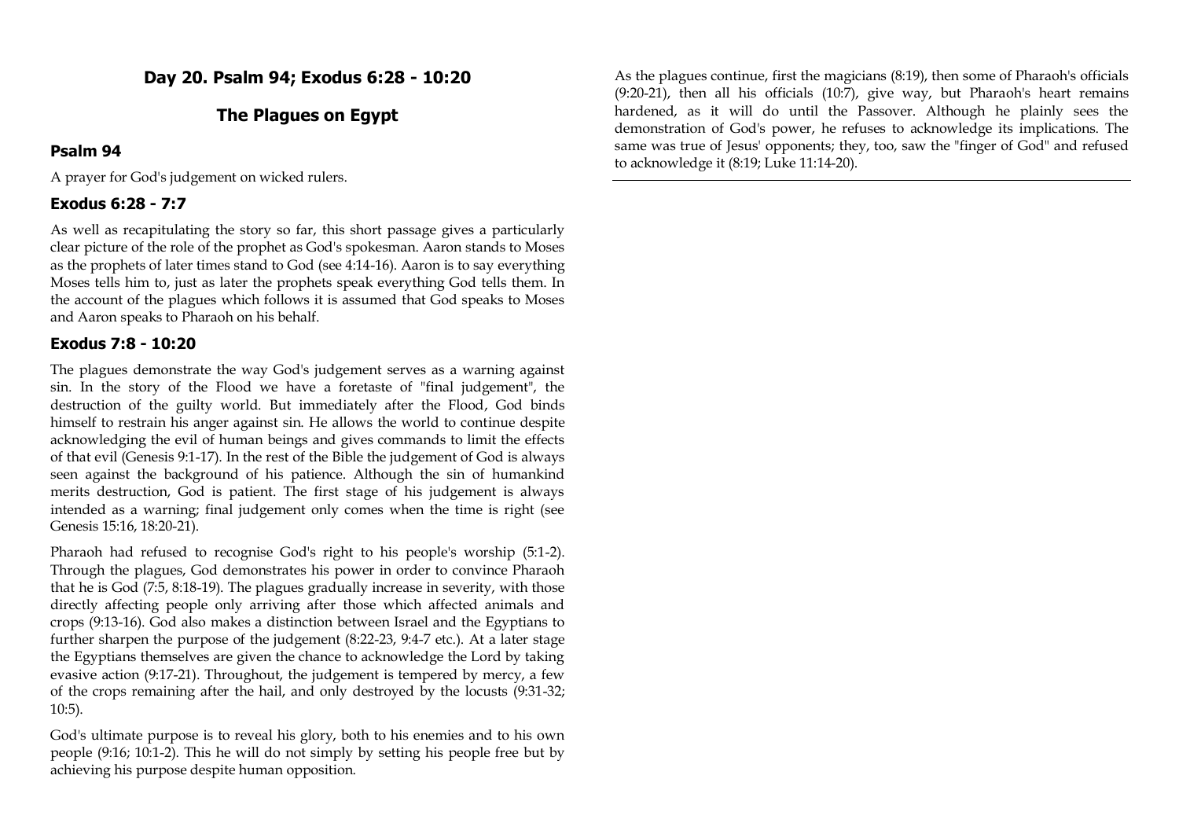# Day 20. Psalm 94; Exodus 6:28 - 10:20

## The Plagues on Egypt

### Psalm 94

A prayer for God's judgement on wicked rulers.

### Exodus 6:28 - 7:7

As well as recapitulating the story so far, this short passage gives a particularly clear picture of the role of the prophet as God's spokesman. Aaron stands to Moses as the prophets of later times stand to God (see 4:14-16). Aaron is to say everything Moses tells him to, just as later the prophets speak everything God tells them. In the account of the plagues which follows it is assumed that God speaks to Moses and Aaron speaks to Pharaoh on his behalf.

### Exodus 7:8 - 10:20

The plagues demonstrate the way God's judgement serves as a warning against sin. In the story of the Flood we have a foretaste of "final judgement", the destruction of the guilty world. But immediately after the Flood, God binds himself to restrain his anger against sin. He allows the world to continue despite acknowledging the evil of human beings and gives commands to limit the effects of that evil (Genesis 9:1-17). In the rest of the Bible the judgement of God is always seen against the background of his patience. Although the sin of humankind merits destruction, God is patient. The first stage of his judgement is always intended as a warning; final judgement only comes when the time is right (see Genesis 15:16, 18:20-21).

Pharaoh had refused to recognise God's right to his people's worship (5:1-2). Through the plagues, God demonstrates his power in order to convince Pharaoh that he is God (7:5, 8:18-19). The plagues gradually increase in severity, with those directly affecting people only arriving after those which affected animals and crops (9:13-16). God also makes a distinction between Israel and the Egyptians to further sharpen the purpose of the judgement (8:22-23, 9:4-7 etc.). At a later stage the Egyptians themselves are given the chance to acknowledge the Lord by taking evasive action (9:17-21). Throughout, the judgement is tempered by mercy, a few of the crops remaining after the hail, and only destroyed by the locusts (9:31-32; 10:5).

God's ultimate purpose is to reveal his glory, both to his enemies and to his own people (9:16; 10:1-2). This he will do not simply by setting his people free but by achieving his purpose despite human opposition.

As the plagues continue, first the magicians (8:19), then some of Pharaoh's officials (9:20-21), then all his officials (10:7), give way, but Pharaoh's heart remains hardened, as it will do until the Passover. Although he plainly sees the demonstration of God's power, he refuses to acknowledge its implications. The same was true of Jesus' opponents; they, too, saw the "finger of God" and refused to acknowledge it (8:19; Luke 11:14-20).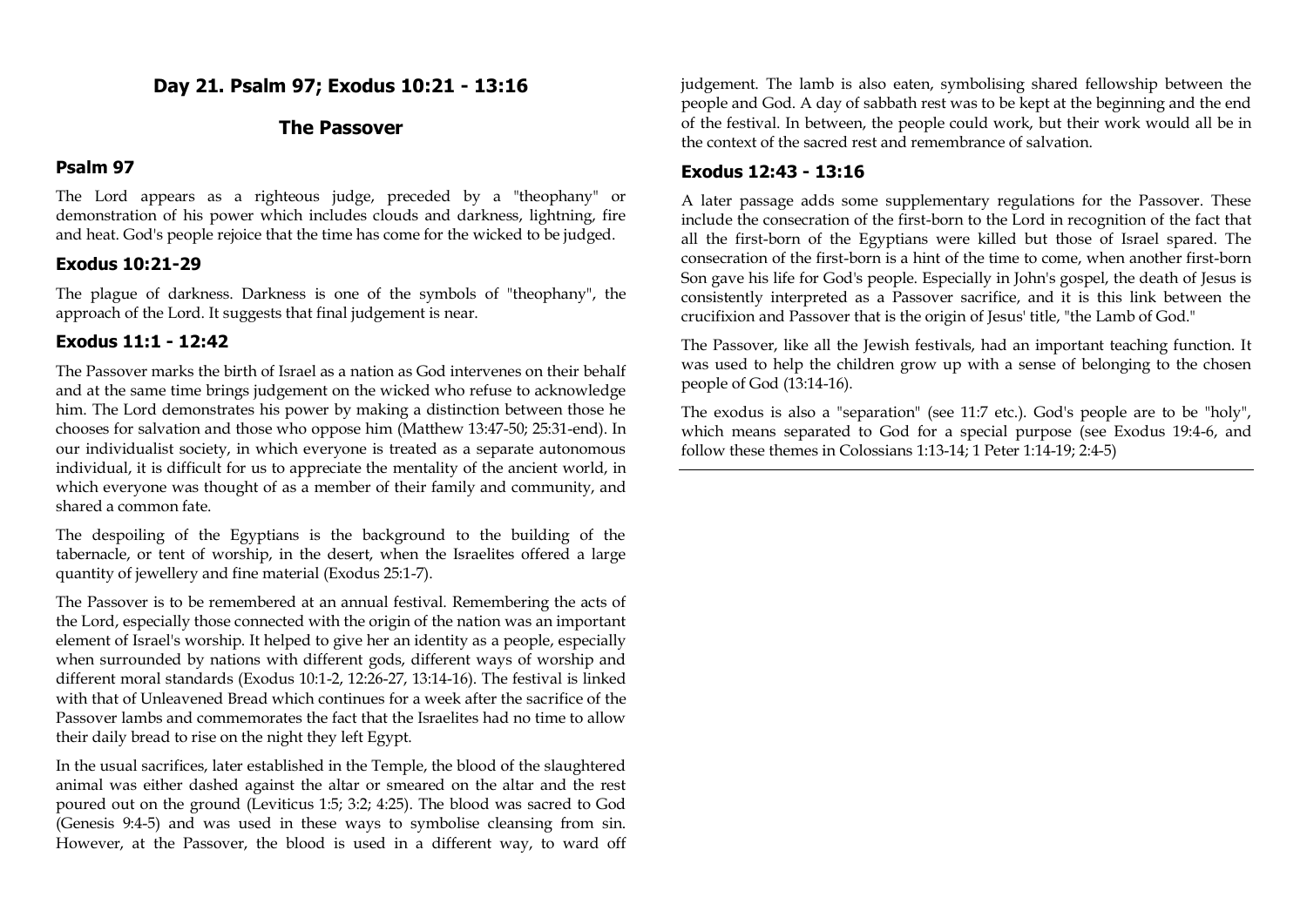# Day 21. Psalm 97; Exodus 10:21 - 13:16

## The Passover

### Psalm 97

The Lord appears as a righteous judge, preceded by a "theophany" or demonstration of his power which includes clouds and darkness, lightning, fire and heat. God's people rejoice that the time has come for the wicked to be judged.

### Exodus 10:21-29

The plague of darkness. Darkness is one of the symbols of "theophany", the approach of the Lord. It suggests that final judgement is near.

### Exodus 11:1 - 12:42

The Passover marks the birth of Israel as a nation as God intervenes on their behalf and at the same time brings judgement on the wicked who refuse to acknowledge him. The Lord demonstrates his power by making a distinction between those he chooses for salvation and those who oppose him (Matthew 13:47-50; 25:31-end). In our individualist society, in which everyone is treated as a separate autonomous individual, it is difficult for us to appreciate the mentality of the ancient world, in which everyone was thought of as a member of their family and community, and shared a common fate.

The despoiling of the Egyptians is the background to the building of the tabernacle, or tent of worship, in the desert, when the Israelites offered a large quantity of jewellery and fine material (Exodus 25:1-7).

The Passover is to be remembered at an annual festival. Remembering the acts of the Lord, especially those connected with the origin of the nation was an important element of Israel's worship. It helped to give her an identity as a people, especially when surrounded by nations with different gods, different ways of worship and different moral standards (Exodus 10:1-2, 12:26-27, 13:14-16). The festival is linked with that of Unleavened Bread which continues for a week after the sacrifice of the Passover lambs and commemorates the fact that the Israelites had no time to allow their daily bread to rise on the night they left Egypt.

In the usual sacrifices, later established in the Temple, the blood of the slaughtered animal was either dashed against the altar or smeared on the altar and the rest poured out on the ground (Leviticus 1:5; 3:2; 4:25). The blood was sacred to God (Genesis 9:4-5) and was used in these ways to symbolise cleansing from sin. However, at the Passover, the blood is used in a different way, to ward off judgement. The lamb is also eaten, symbolising shared fellowship between the people and God. A day of sabbath rest was to be kept at the beginning and the end of the festival. In between, the people could work, but their work would all be in the context of the sacred rest and remembrance of salvation.

### Exodus 12:43 - 13:16

A later passage adds some supplementary regulations for the Passover. These include the consecration of the first-born to the Lord in recognition of the fact that all the first-born of the Egyptians were killed but those of Israel spared. The consecration of the first-born is a hint of the time to come, when another first-born Son gave his life for God's people. Especially in John's gospel, the death of Jesus is consistently interpreted as a Passover sacrifice, and it is this link between the crucifixion and Passover that is the origin of Jesus' title, "the Lamb of God."

The Passover, like all the Jewish festivals, had an important teaching function. It was used to help the children grow up with a sense of belonging to the chosen people of God (13:14-16).

The exodus is also a "separation" (see 11:7 etc.). God's people are to be "holy", which means separated to God for a special purpose (see Exodus 19:4-6, and follow these themes in Colossians 1:13-14; 1 Peter 1:14-19; 2:4-5)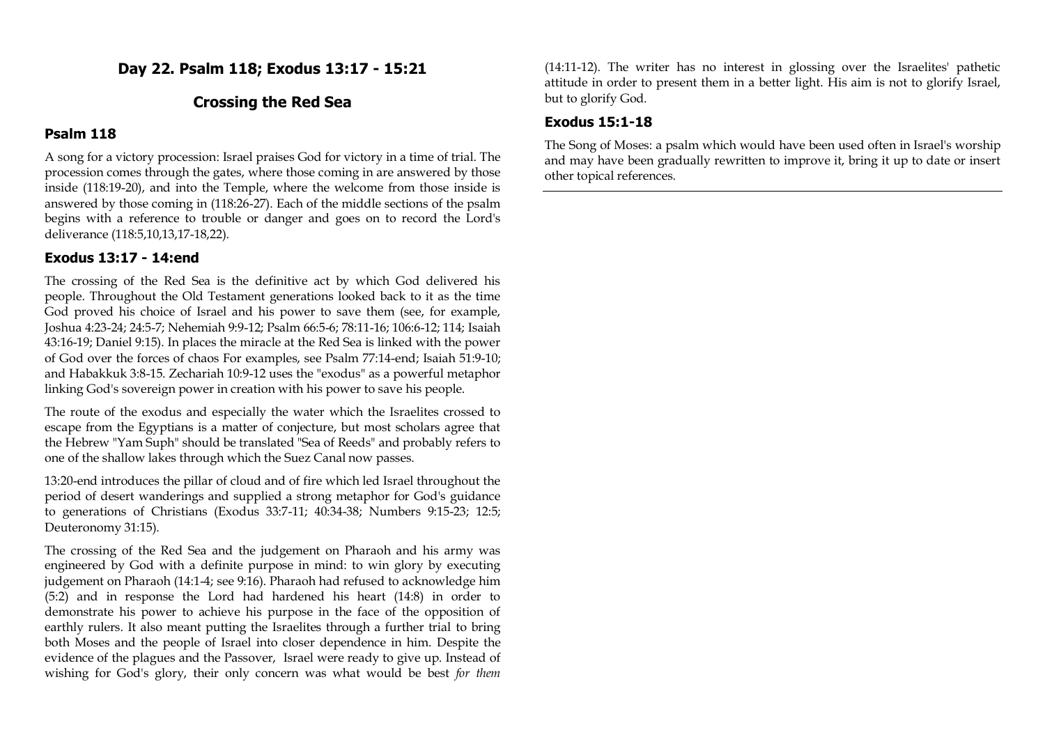## Day 22. Psalm 118; Exodus 13:17 - 15:21

## Crossing the Red Sea

### Psalm 118

A song for a victory procession: Israel praises God for victory in a time of trial. The procession comes through the gates, where those coming in are answered by those inside (118:19-20), and into the Temple, where the welcome from those inside is answered by those coming in (118:26-27). Each of the middle sections of the psalm begins with a reference to trouble or danger and goes on to record the Lord's deliverance (118:5,10,13,17-18,22).

### Exodus 13:17 - 14:end

The crossing of the Red Sea is the definitive act by which God delivered his people. Throughout the Old Testament generations looked back to it as the time God proved his choice of Israel and his power to save them (see, for example, Joshua 4:23-24; 24:5-7; Nehemiah 9:9-12; Psalm 66:5-6; 78:11-16; 106:6-12; 114; Isaiah 43:16-19; Daniel 9:15). In places the miracle at the Red Sea is linked with the power of God over the forces of chaos For examples, see Psalm 77:14-end; Isaiah 51:9-10; and Habakkuk 3:8-15. Zechariah 10:9-12 uses the "exodus" as a powerful metaphor linking God's sovereign power in creation with his power to save his people.

The route of the exodus and especially the water which the Israelites crossed to escape from the Egyptians is a matter of conjecture, but most scholars agree that the Hebrew "Yam Suph" should be translated "Sea of Reeds" and probably refers to one of the shallow lakes through which the Suez Canal now passes.

13:20-end introduces the pillar of cloud and of fire which led Israel throughout the period of desert wanderings and supplied a strong metaphor for God's guidance to generations of Christians (Exodus 33:7-11; 40:34-38; Numbers 9:15-23; 12:5; Deuteronomy 31:15).

The crossing of the Red Sea and the judgement on Pharaoh and his army was engineered by God with a definite purpose in mind: to win glory by executing judgement on Pharaoh (14:1-4; see 9:16). Pharaoh had refused to acknowledge him (5:2) and in response the Lord had hardened his heart (14:8) in order to demonstrate his power to achieve his purpose in the face of the opposition of earthly rulers. It also meant putting the Israelites through a further trial to bring both Moses and the people of Israel into closer dependence in him. Despite the evidence of the plagues and the Passover, Israel were ready to give up. Instead of wishing for God's glory, their only concern was what would be best *for them* (14:11-12). The writer has no interest in glossing over the Israelites' pathetic attitude in order to present them in a better light. His aim is not to glorify Israel, but to glorify God.

### Exodus 15:1-18

The Song of Moses: a psalm which would have been used often in Israel's worship and may have been gradually rewritten to improve it, bring it up to date or insert other topical references.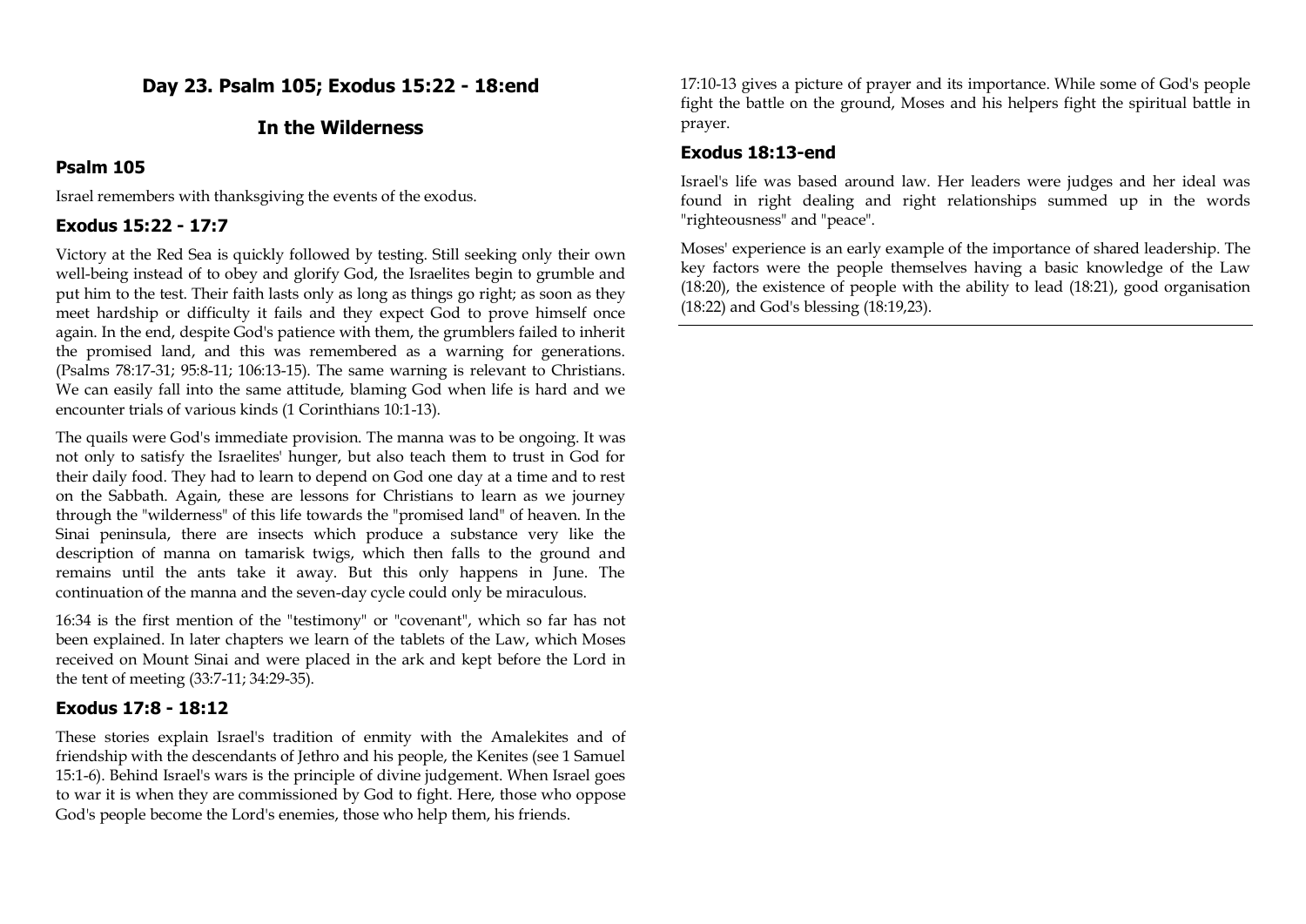## Day 23. Psalm 105; Exodus 15:22 - 18:end

## In the Wilderness

### Psalm 105

Israel remembers with thanksgiving the events of the exodus.

### Exodus 15:22 - 17:7

Victory at the Red Sea is quickly followed by testing. Still seeking only their own well-being instead of to obey and glorify God, the Israelites begin to grumble and put him to the test. Their faith lasts only as long as things go right; as soon as they meet hardship or difficulty it fails and they expect God to prove himself once again. In the end, despite God's patience with them, the grumblers failed to inherit the promised land, and this was remembered as a warning for generations. (Psalms 78:17-31; 95:8-11; 106:13-15). The same warning is relevant to Christians. We can easily fall into the same attitude, blaming God when life is hard and we encounter trials of various kinds (1 Corinthians 10:1-13).

The quails were God's immediate provision. The manna was to be ongoing. It was not only to satisfy the Israelites' hunger, but also teach them to trust in God for their daily food. They had to learn to depend on God one day at a time and to rest on the Sabbath. Again, these are lessons for Christians to learn as we journey through the "wilderness" of this life towards the "promised land" of heaven. In the Sinai peninsula, there are insects which produce a substance very like the description of manna on tamarisk twigs, which then falls to the ground and remains until the ants take it away. But this only happens in June. The continuation of the manna and the seven-day cycle could only be miraculous.

16:34 is the first mention of the "testimony" or "covenant", which so far has not been explained. In later chapters we learn of the tablets of the Law, which Moses received on Mount Sinai and were placed in the ark and kept before the Lord in the tent of meeting (33:7-11; 34:29-35).

### Exodus 17:8 - 18:12

These stories explain Israel's tradition of enmity with the Amalekites and of friendship with the descendants of Jethro and his people, the Kenites (see 1 Samuel 15:1-6). Behind Israel's wars is the principle of divine judgement. When Israel goes to war it is when they are commissioned by God to fight. Here, those who oppose God's people become the Lord's enemies, those who help them, his friends.

17:10-13 gives a picture of prayer and its importance. While some of God's people fight the battle on the ground, Moses and his helpers fight the spiritual battle in prayer.

### Exodus 18:13-end

Israel's life was based around law. Her leaders were judges and her ideal was found in right dealing and right relationships summed up in the words "righteousness" and "peace".

Moses' experience is an early example of the importance of shared leadership. The key factors were the people themselves having a basic knowledge of the Law (18:20), the existence of people with the ability to lead (18:21), good organisation (18:22) and God's blessing (18:19,23).